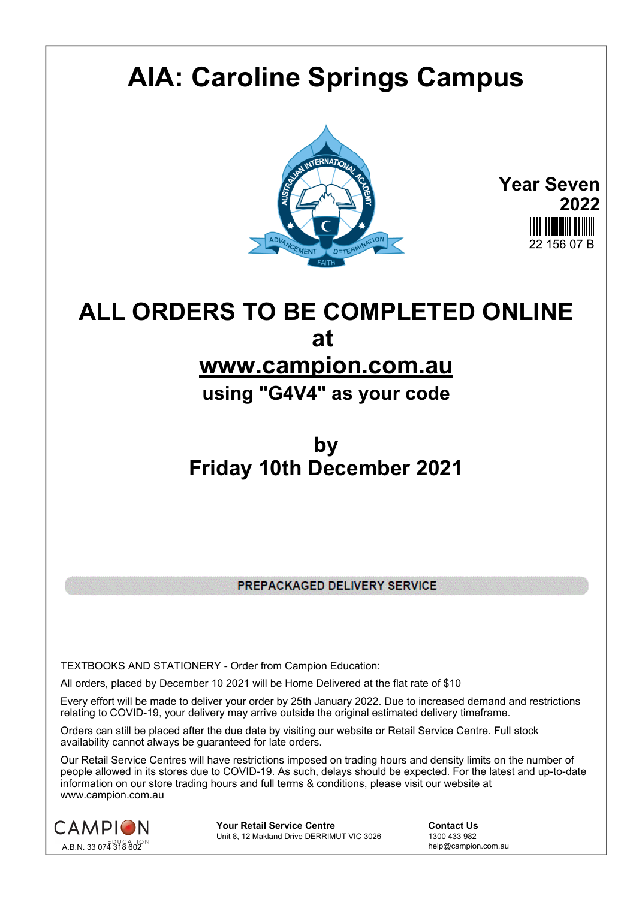# AIA: Caroline Springs Campus

**Year Seven 2022**

22 156 07 B

## ALL ORDERS TO BE COMPLETED ONLINE at [www.campion.com.au](http://www.campion.com.au)

### using "G4V4" as your code

## by Friday 10th December 2021

**PREPACKAGED DELIVERY SERVICE**

TEXTBOOKS AND STATIONERY - Order from Campion Education:

All orders, placed by December 10 2021 will be Home Delivered at the flat rate of $10

Every effort will be made to deliver your order by 25th January 2022. Due to increased demand and restrictions relating to COVID-19, your delivery may arrive outside the original estimated delivery timeframe.

Orders can still be placed after the due date by visiting our website or Retail Service Centre. Full stock availability cannot always be guaranteed for late orders.

Our Retail Service Centres will have restrictions imposed on trading hours and density limits on the number of people allowed in its stores due to COVID-19. As such, delays should be expected. For the latest and up-to-date information on our store trading hours and full terms & conditions, please visit our website at www.campion.com.au

CAMPION EDUCATION
A.B.N. 33 074 318 602

**Your Retail Service Centre**
Unit 8, 12 Makland Drive DERRIMUT VIC 3026

**Contact Us**
1300 433 982
help@campion.com.au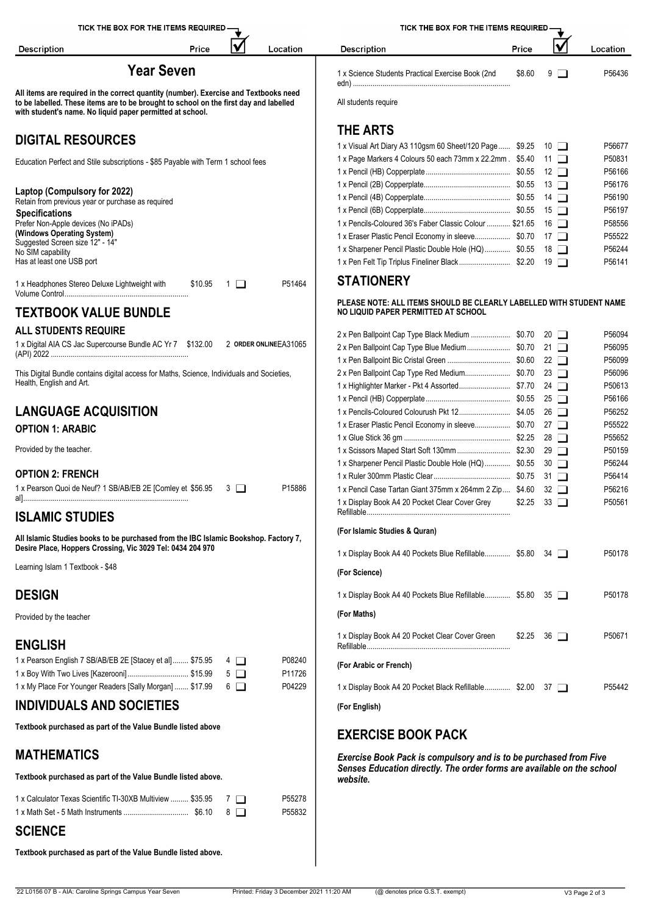# Year Seven

**All items are required in the correct quantity (number). Exercise and Textbooks need to be labelled. These items are to be brought to school on the first day and labelled with student's name. No liquid paper permitted at school.**

## DIGITAL RESOURCES

Education Perfect and Stile subscriptions - $85 Payable with Term 1 school fees

**Laptop (Compulsory for 2022)**
Retain from previous year or purchase as required

**Specifications**
Prefer Non-Apple devices (No iPADs)
**(Windows Operating System)**
Suggested Screen size 12" - 14"
No SIM capability
Has at least one USB port

| Description | Price | ☑ | Location |
|---|---|---|---|
| 1 x Headphones Stereo Deluxe Lightweight with Volume Control | $10.95 | 1 ❑ | P51464 |

## TEXTBOOK VALUE BUNDLE

### ALL STUDENTS REQUIRE

| Description | Price | ☑ | Location |
|---|---|---|---|
| 1 x Digital AIA CS Jac Supercourse Bundle AC Yr 7 (API) 2022 | $132.00 | 2 ORDER ONLINE | EA31065 |

This Digital Bundle contains digital access for Maths, Science, Individuals and Societies, Health, English and Art.

## LANGUAGE ACQUISITION

### OPTION 1: ARABIC

Provided by the teacher.

### OPTION 2: FRENCH

| Description | Price | ☑ | Location |
|---|---|---|---|
| 1 x Pearson Quoi de Neuf? 1 SB/AB/EB 2E [Comley et al] | $56.95 | 3 ❑ | P15886 |

## ISLAMIC STUDIES

**All Islamic Studies books to be purchased from the IBC Islamic Bookshop. Factory 7, Desire Place, Hoppers Crossing, Vic 3029 Tel: 0434 204 970**

Learning Islam 1 Textbook - $48

## DESIGN

Provided by the teacher

## ENGLISH

| Description | Price | ☑ | Location |
|---|---|---|---|
| 1 x Pearson English 7 SB/AB/EB 2E [Stacey et al] | $75.95 | 4 ❑ | P08240 |
| 1 x Boy With Two Lives [Kazeroni] | $15.99 | 5 ❑ | P11726 |
| 1 x My Place For Younger Readers [Sally Morgan] | $17.99 | 6 ❑ | P04229 |

## INDIVIDUALS AND SOCIETIES

**Textbook purchased as part of the Value Bundle listed above**

## MATHEMATICS

**Textbook purchased as part of the Value Bundle listed above.**

| Description | Price | ☑ | Location |
|---|---|---|---|
| 1 x Calculator Texas Scientific TI-30XB Multiview | $35.95 | 7 ❑ | P55278 |
| 1 x Math Set - 5 Math Instruments | $6.10 | 8 ❑ | P55832 |

## SCIENCE

**Textbook purchased as part of the Value Bundle listed above.**

| Description | Price | ☑ | Location |
|---|---|---|---|
| 1 x Science Students Practical Exercise Book (2nd edn) | $8.60 | 9 ❑ | P56436 |

All students require

## THE ARTS

| Description | Price | ☑ | Location |
|---|---|---|---|
| 1 x Visual Art Diary A3 110gsm 60 Sheet/120 Page | $9.25 | 10 ❑ | P56677 |
| 1 x Page Markers 4 Colours 50 each 73mm x 22.2mm | $5.40 | 11 ❑ | P50831 |
| 1 x Pencil (HB) Copperplate | $0.55 | 12 ❑ | P56166 |
| 1 x Pencil (2B) Copperplate | $0.55 | 13 ❑ | P56176 |
| 1 x Pencil (4B) Copperplate | $0.55 | 14 ❑ | P56190 |
| 1 x Pencil (6B) Copperplate | $0.55 | 15 ❑ | P56197 |
| 1 x Pencils-Coloured 36's Faber Classic Colour | $21.65 | 16 ❑ | P58556 |
| 1 x Eraser Plastic Pencil Economy in sleeve | $0.70 | 17 ❑ | P55522 |
| 1 x Sharpener Pencil Plastic Double Hole (HQ) | $0.55 | 18 ❑ | P56244 |
| 1 x Pen Felt Tip Triplus Fineliner Black | $2.20 | 19 ❑ | P56141 |

## STATIONERY

**PLEASE NOTE: ALL ITEMS SHOULD BE CLEARLY LABELLED WITH STUDENT NAME NO LIQUID PAPER PERMITTED AT SCHOOL**

| Description | Price | ☑ | Location |
|---|---|---|---|
| 2 x Pen Ballpoint Cap Type Black Medium | $0.70 | 20 ❑ | P56094 |
| 2 x Pen Ballpoint Cap Type Blue Medium | $0.70 | 21 ❑ | P56095 |
| 1 x Pen Ballpoint Bic Cristal Green | $0.60 | 22 ❑ | P56099 |
| 2 x Pen Ballpoint Cap Type Red Medium | $0.70 | 23 ❑ | P56096 |
| 1 x Highlighter Marker - Pkt 4 Assorted | $7.70 | 24 ❑ | P50613 |
| 1 x Pencil (HB) Copperplate | $0.55 | 25 ❑ | P56166 |
| 1 x Pencils-Coloured Colourush Pkt 12 | $4.05 | 26 ❑ | P56252 |
| 1 x Eraser Plastic Pencil Economy in sleeve | $0.70 | 27 ❑ | P55522 |
| 1 x Glue Stick 36 gm | $2.25 | 28 ❑ | P55652 |
| 1 x Scissors Maped Start Soft 130mm | $2.30 | 29 ❑ | P50159 |
| 1 x Sharpener Pencil Plastic Double Hole (HQ) | $0.55 | 30 ❑ | P56244 |
| 1 x Ruler 300mm Plastic Clear | $0.75 | 31 ❑ | P56414 |
| 1 x Pencil Case Tartan Giant 375mm x 264mm 2 Zip | $4.60 | 32 ❑ | P56216 |
| 1 x Display Book A4 20 Pocket Clear Cover Grey Refillable | $2.25 | 33 ❑ | P50561 |
| **(For Islamic Studies & Quran)** | | | |
| 1 x Display Book A4 40 Pockets Blue Refillable | $5.80 | 34 ❑ | P50178 |
| **(For Science)** | | | |
| 1 x Display Book A4 40 Pockets Blue Refillable | $5.80 | 35 ❑ | P50178 |
| **(For Maths)** | | | |
| 1 x Display Book A4 20 Pocket Clear Cover Green Refillable | $2.25 | 36 ❑ | P50671 |
| **(For Arabic or French)** | | | |
| 1 x Display Book A4 20 Pocket Black Refillable | $2.00 | 37 ❑ | P55442 |
| **(For English)** | | | |

## EXERCISE BOOK PACK

***Exercise Book Pack is compulsory and is to be purchased from Five Senses Education directly. The order forms are available on the school website.***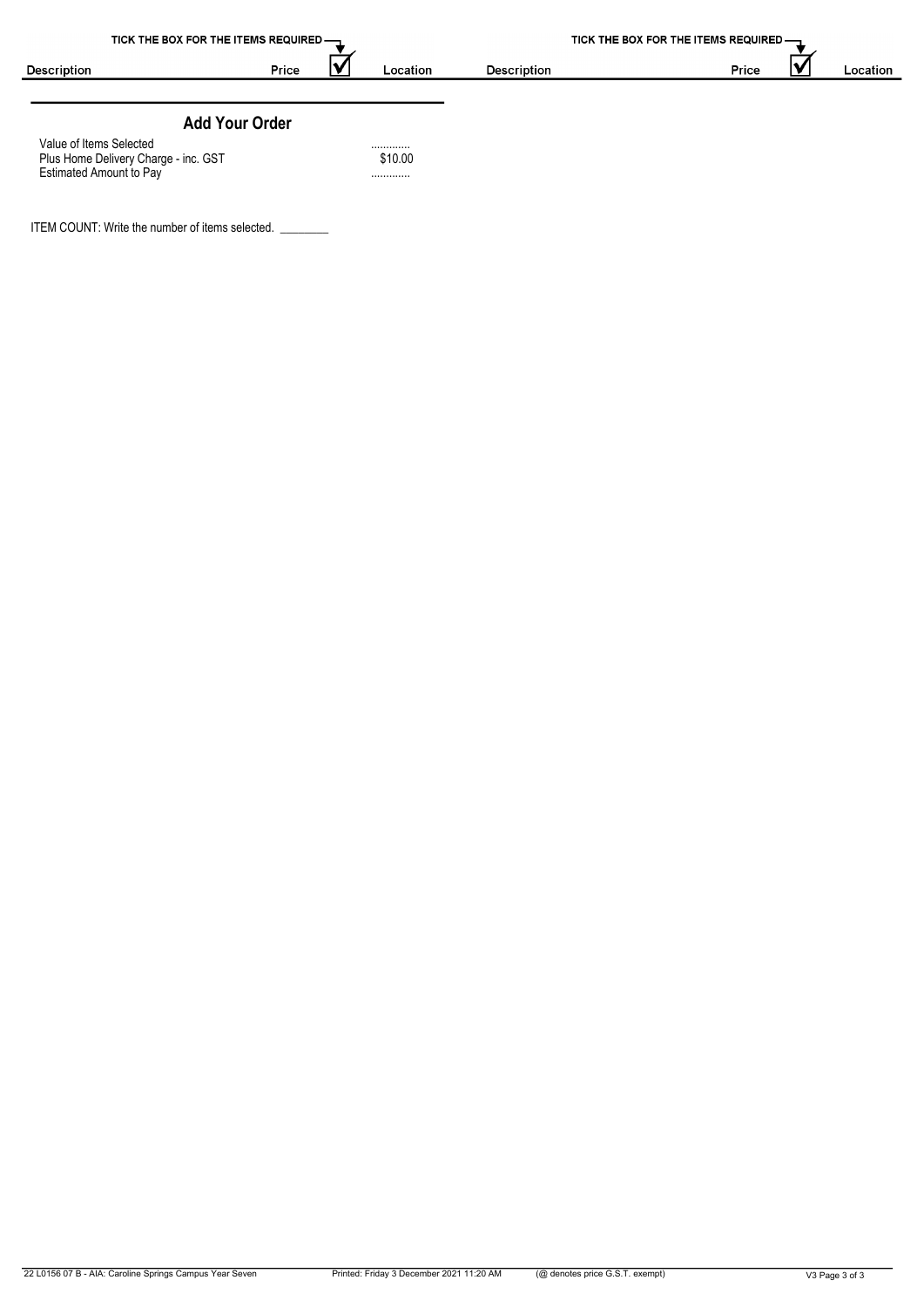| TICK THE BOX FOR THE ITEMS REQUIRED | | | | TICK THE BOX FOR THE ITEMS REQUIRED | | | |
|---|---|---|---|---|---|---|---|
| Description | Price | ☑ | Location | Description | Price | ☑ | Location |

## Add Your Order

| | |
|---|---|
| Value of Items Selected | ............ |
| Plus Home Delivery Charge - inc. GST | $10.00 |
| Estimated Amount to Pay | ............ |

ITEM COUNT: Write the number of items selected. ________

22 L0156 07 B - AIA: Caroline Springs Campus Year Seven Printed: Friday 3 December 2021 11:20 AM (@ denotes price G.S.T. exempt)